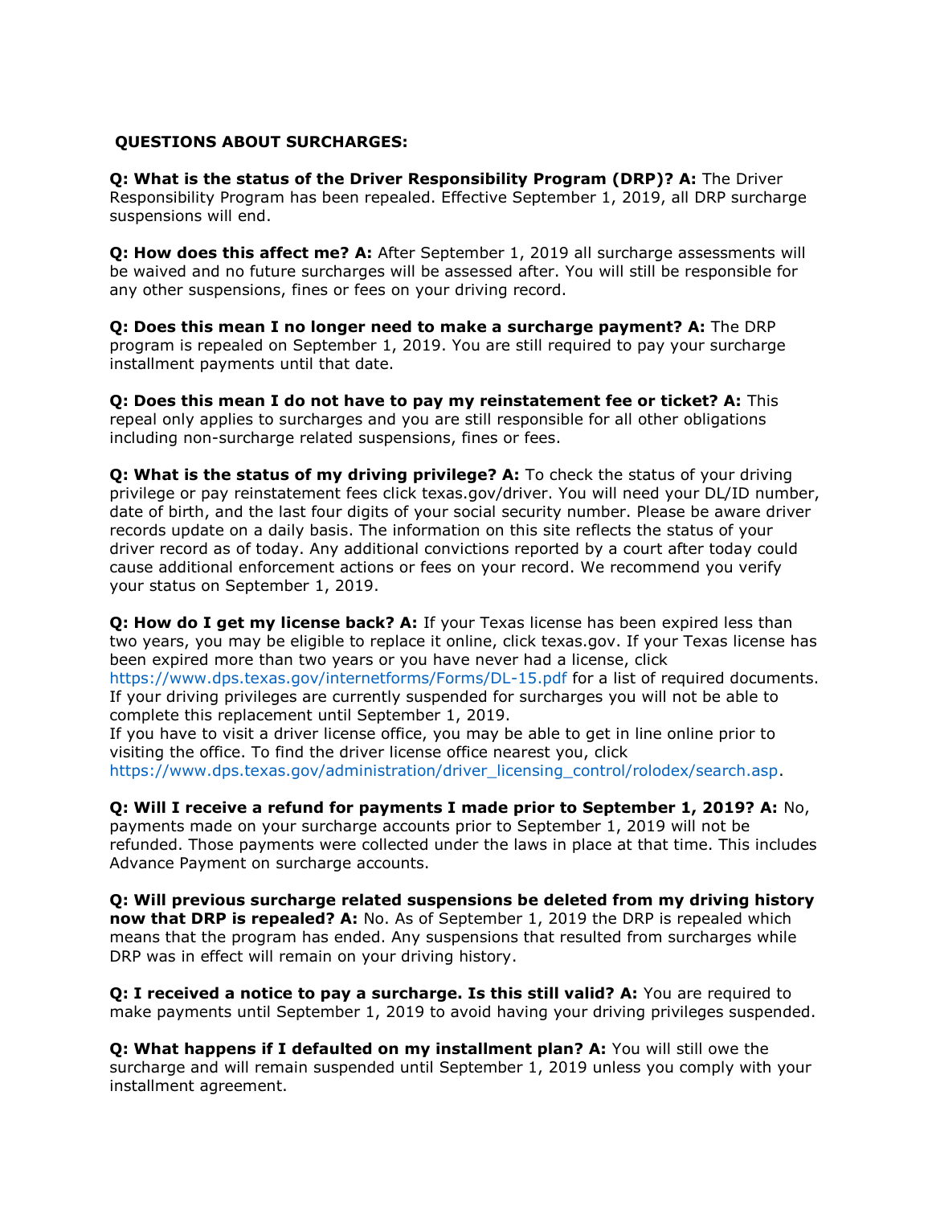**QUESTIONS ABOUT SURCHARGES:**

**Q: What is the status of the Driver Responsibility Program (DRP)? A:** The Driver Responsibility Program has been repealed. Effective September 1, 2019, all DRP surcharge suspensions will end.

**Q: How does this affect me? A:** After September 1, 2019 all surcharge assessments will be waived and no future surcharges will be assessed after. You will still be responsible for any other suspensions, fines or fees on your driving record.

**Q: Does this mean I no longer need to make a surcharge payment? A:** The DRP program is repealed on September 1, 2019. You are still required to pay your surcharge installment payments until that date.

**Q: Does this mean I do not have to pay my reinstatement fee or ticket? A:** This repeal only applies to surcharges and you are still responsible for all other obligations including non-surcharge related suspensions, fines or fees.

**Q: What is the status of my driving privilege? A:** To check the status of your driving privilege or pay reinstatement fees click texas.gov/driver. You will need your DL/ID number, date of birth, and the last four digits of your social security number. Please be aware driver records update on a daily basis. The information on this site reflects the status of your driver record as of today. Any additional convictions reported by a court after today could cause additional enforcement actions or fees on your record. We recommend you verify your status on September 1, 2019.

**Q: How do I get my license back? A:** If your Texas license has been expired less than two years, you may be eligible to replace it online, click texas.gov. If your Texas license has been expired more than two years or you have never had a license, click https://www.dps.texas.gov/internetforms/Forms/DL-15.pdf for a list of required documents. If your driving privileges are currently suspended for surcharges you will not be able to complete this replacement until September 1, 2019.
If you have to visit a driver license office, you may be able to get in line online prior to visiting the office. To find the driver license office nearest you, click https://www.dps.texas.gov/administration/driver_licensing_control/rolodex/search.asp.

**Q: Will I receive a refund for payments I made prior to September 1, 2019? A:** No, payments made on your surcharge accounts prior to September 1, 2019 will not be refunded. Those payments were collected under the laws in place at that time. This includes Advance Payment on surcharge accounts.

**Q: Will previous surcharge related suspensions be deleted from my driving history now that DRP is repealed? A:** No. As of September 1, 2019 the DRP is repealed which means that the program has ended. Any suspensions that resulted from surcharges while DRP was in effect will remain on your driving history.

**Q: I received a notice to pay a surcharge. Is this still valid? A:** You are required to make payments until September 1, 2019 to avoid having your driving privileges suspended.

**Q: What happens if I defaulted on my installment plan? A:** You will still owe the surcharge and will remain suspended until September 1, 2019 unless you comply with your installment agreement.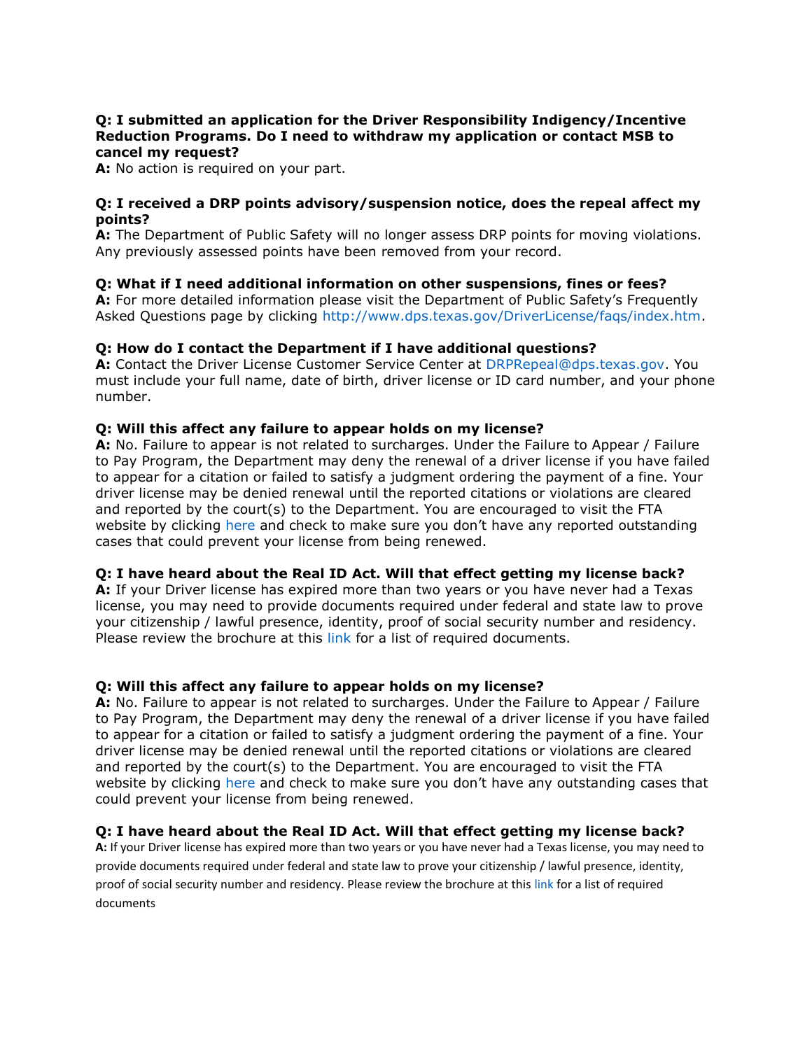**Q: I submitted an application for the Driver Responsibility Indigency/Incentive Reduction Programs. Do I need to withdraw my application or contact MSB to cancel my request?**
**A:** No action is required on your part.

**Q: I received a DRP points advisory/suspension notice, does the repeal affect my points?**
**A:** The Department of Public Safety will no longer assess DRP points for moving violations. Any previously assessed points have been removed from your record.

**Q: What if I need additional information on other suspensions, fines or fees?**
**A:** For more detailed information please visit the Department of Public Safety's Frequently Asked Questions page by clicking http://www.dps.texas.gov/DriverLicense/faqs/index.htm.

**Q: How do I contact the Department if I have additional questions?**
**A:** Contact the Driver License Customer Service Center at DRPRepeal@dps.texas.gov. You must include your full name, date of birth, driver license or ID card number, and your phone number.

**Q: Will this affect any failure to appear holds on my license?**
**A:** No. Failure to appear is not related to surcharges. Under the Failure to Appear / Failure to Pay Program, the Department may deny the renewal of a driver license if you have failed to appear for a citation or failed to satisfy a judgment ordering the payment of a fine. Your driver license may be denied renewal until the reported citations or violations are cleared and reported by the court(s) to the Department. You are encouraged to visit the FTA website by clicking here and check to make sure you don't have any reported outstanding cases that could prevent your license from being renewed.

**Q: I have heard about the Real ID Act. Will that effect getting my license back?**
**A:** If your Driver license has expired more than two years or you have never had a Texas license, you may need to provide documents required under federal and state law to prove your citizenship / lawful presence, identity, proof of social security number and residency. Please review the brochure at this link for a list of required documents.

**Q: Will this affect any failure to appear holds on my license?**
**A:** No. Failure to appear is not related to surcharges. Under the Failure to Appear / Failure to Pay Program, the Department may deny the renewal of a driver license if you have failed to appear for a citation or failed to satisfy a judgment ordering the payment of a fine. Your driver license may be denied renewal until the reported citations or violations are cleared and reported by the court(s) to the Department. You are encouraged to visit the FTA website by clicking here and check to make sure you don't have any outstanding cases that could prevent your license from being renewed.

**Q: I have heard about the Real ID Act. Will that effect getting my license back?**
**A:** If your Driver license has expired more than two years or you have never had a Texas license, you may need to provide documents required under federal and state law to prove your citizenship / lawful presence, identity, proof of social security number and residency. Please review the brochure at this link for a list of required documents